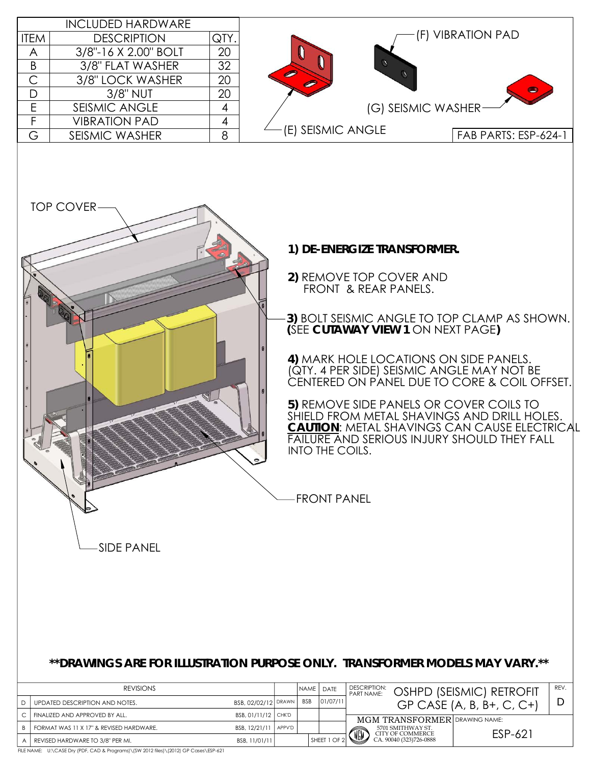## INCLUDED HARDWARE

| ITEM | DESCRIPTION | QTY. |
|---|---|---|
| A | 3/8"-16 X 2.00" BOLT | 20 |
| B | 3/8" FLAT WASHER | 32 |
| C | 3/8" LOCK WASHER | 20 |
| D | 3/8" NUT | 20 |
| E | SEISMIC ANGLE | 4 |
| F | VIBRATION PAD | 4 |
| G | SEISMIC WASHER | 8 |

(F) VIBRATION PAD

(G) SEISMIC WASHER

(E) SEISMIC ANGLE

FAB PARTS: ESP-624-1

TOP COVER

FRONT PANEL

SIDE PANEL

**1) DE-ENERGIZE TRANSFORMER.**

**2)** REMOVE TOP COVER AND FRONT & REAR PANELS.

**3)** BOLT SEISMIC ANGLE TO TOP CLAMP AS SHOWN. **(**SEE **CUTAWAY VIEW 1** ON NEXT PAGE**)**

**4)** MARK HOLE LOCATIONS ON SIDE PANELS. (QTY. 4 PER SIDE) SEISMIC ANGLE MAY NOT BE CENTERED ON PANEL DUE TO CORE & COIL OFFSET.

**5)** REMOVE SIDE PANELS OR COVER COILS TO SHIELD FROM METAL SHAVINGS AND DRILL HOLES. **CAUTION**: METAL SHAVINGS CAN CAUSE ELECTRICAL FAILURE AND SERIOUS INJURY SHOULD THEY FALL INTO THE COILS.

**\*\*DRAWINGS ARE FOR ILLUSTRATION PURPOSE ONLY. TRANSFORMER MODELS MAY VARY.\*\***

| | REVISIONS | | | NAME | DATE |
|---|---|---|---|---|---|
| D | UPDATED DESCRIPTION AND NOTES. | BSB, 02/02/12 | DRAWN | BSB | 01/07/11 |
| C | FINALIZED AND APPROVED BY ALL. | BSB, 01/11/12 | CHK'D | | |
| B | FORMAT WAS 11 X 17" & REVISED HARDWARE. | BSB, 12/21/11 | APPV'D | | |
| A | REVISED HARDWARE TO 3/8" PER MI. | BSB, 11/01/11 | | SHEET 1 OF 2 | |

DESCRIPTION: PART NAME: OSHPD (SEISMIC) RETROFIT GP CASE (A, B, B+, C, C+) — REV. D

MGM TRANSFORMER, 5701 SMITHWAY ST. CITY OF COMMERCE CA. 90040 (323)726-0888

DRAWING NAME: ESP-621

FILE NAME: U:\CASE Dry (PDF, CAD & Programs)\(SW 2012 files)\(2012) GP Cases\ESP-621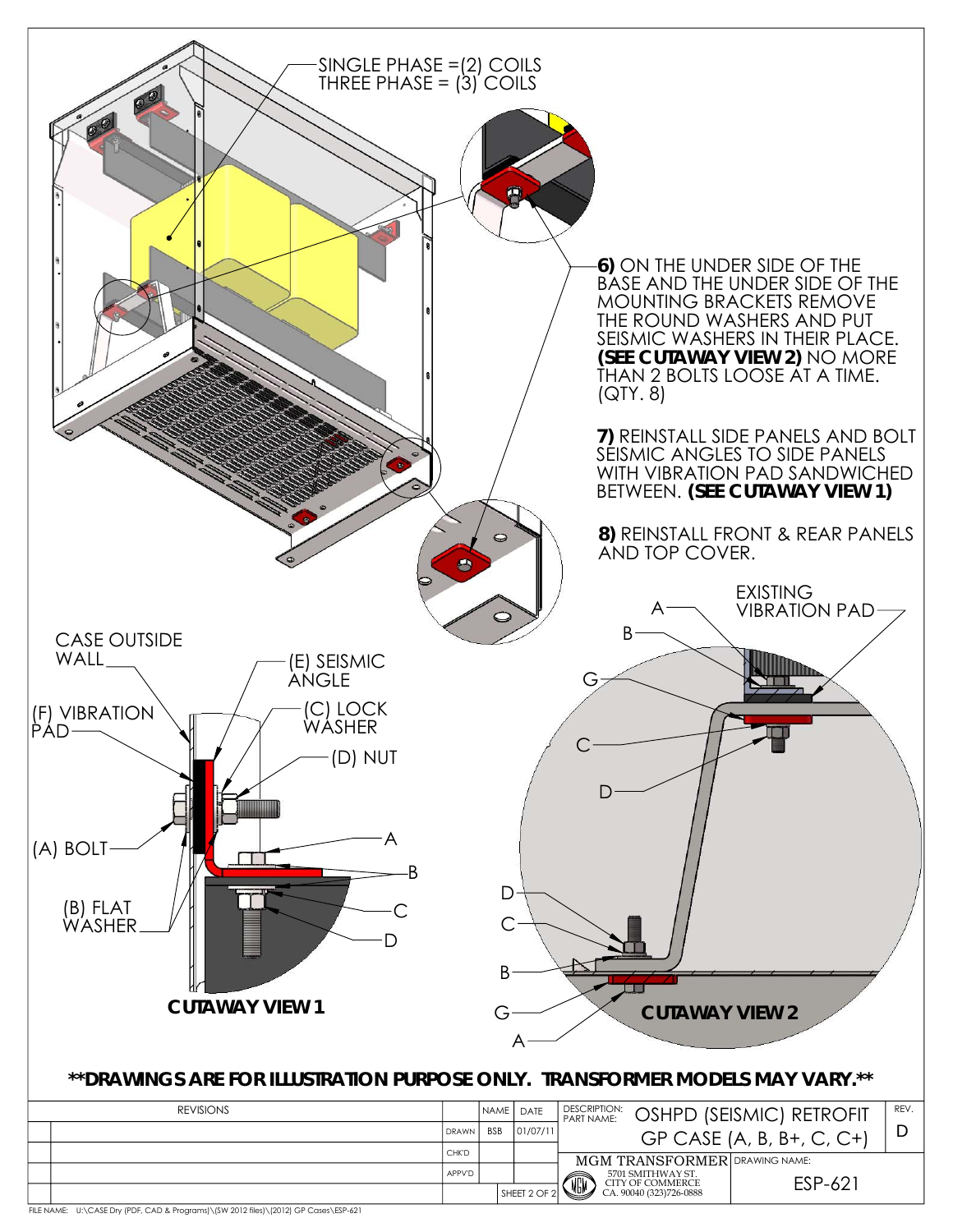SINGLE PHASE =(2) COILS
THREE PHASE = (3) COILS

**6)** ON THE UNDER SIDE OF THE BASE AND THE UNDER SIDE OF THE MOUNTING BRACKETS REMOVE THE ROUND WASHERS AND PUT SEISMIC WASHERS IN THEIR PLACE. **(SEE CUTAWAY VIEW 2)** NO MORE THAN 2 BOLTS LOOSE AT A TIME. (QTY. 8)

**7)** REINSTALL SIDE PANELS AND BOLT SEISMIC ANGLES TO SIDE PANELS WITH VIBRATION PAD SANDWICHED BETWEEN. **(SEE CUTAWAY VIEW 1)**

**8)** REINSTALL FRONT & REAR PANELS AND TOP COVER.

CASE OUTSIDE WALL
(E) SEISMIC ANGLE
(F) VIBRATION PAD
(C) LOCK WASHER
(D) NUT
(A) BOLT
(B) FLAT WASHER
A
B
C
D

**CUTAWAY VIEW 1**

EXISTING VIBRATION PAD
A
B
G
C
D
D
C
B
G
A

**CUTAWAY VIEW 2**

****DRAWINGS ARE FOR ILLUSTRATION PURPOSE ONLY. TRANSFORMER MODELS MAY VARY.****

| REVISIONS | | NAME | DATE | DESCRIPTION: PART NAME: OSHPD (SEISMIC) RETROFIT GP CASE (A, B, B+, C, C+) | REV. D |
|---|---|---|---|---|---|
| | DRAWN | BSB | 01/07/11 | | |
| | CHK'D | | | MGM TRANSFORMER 5701 SMITHWAY ST. CITY OF COMMERCE CA. 90040 (323)726-0888 | DRAWING NAME: ESP-621 |
| | APPV'D | | | | |
| | | SHEET 2 OF 2 | | | |

FILE NAME: U:\CASE Dry (PDF, CAD & Programs)\(SW 2012 files)\(2012) GP Cases\ESP-621